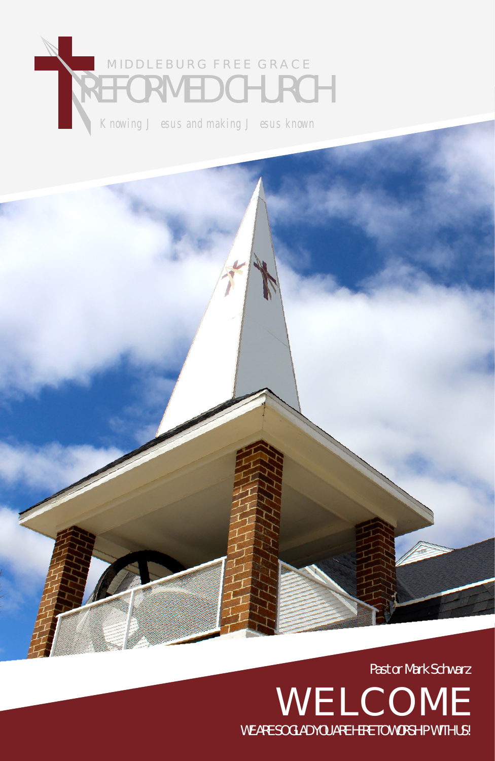MIDDLEBURG FREE GRACE

# REFORMED CHURCH

Knowing Jesus and making Jesus known

Pastor Mark Schwarz

# WELCOME

WE ARE SO GLAD YOU ARE HERE TO WORSHIP WITH US!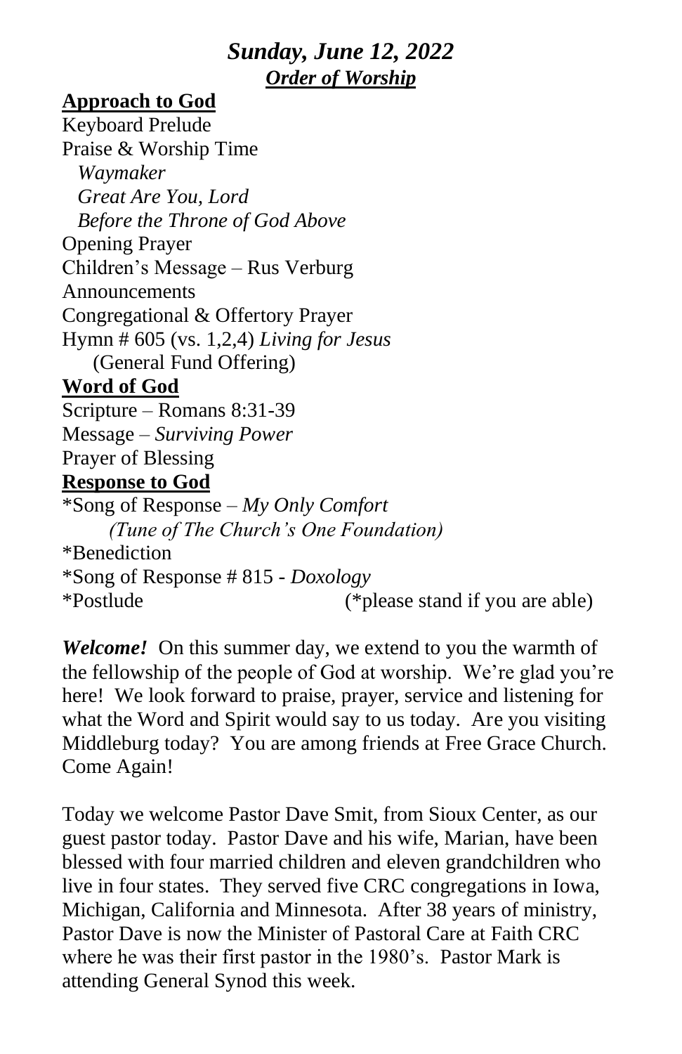## *Sunday, June 12, 2022*
### ***Order of Worship***

**Approach to God**

Keyboard Prelude
Praise & Worship Time
   *Waymaker*
   *Great Are You, Lord*
   *Before the Throne of God Above*
Opening Prayer
Children's Message – Rus Verburg
Announcements
Congregational & Offertory Prayer
Hymn # 605 (vs. 1,2,4) *Living for Jesus*
   (General Fund Offering)

**Word of God**

Scripture – Romans 8:31-39
Message – *Surviving Power*
Prayer of Blessing

**Response to God**

*Song of Response – *My Only Comfort*
   *(Tune of The Church's One Foundation)*
*Benediction
*Song of Response # 815 - *Doxology*
*Postlude (*please stand if you are able)

***Welcome!*** On this summer day, we extend to you the warmth of the fellowship of the people of God at worship. We're glad you're here! We look forward to praise, prayer, service and listening for what the Word and Spirit would say to us today. Are you visiting Middleburg today? You are among friends at Free Grace Church. Come Again!

Today we welcome Pastor Dave Smit, from Sioux Center, as our guest pastor today. Pastor Dave and his wife, Marian, have been blessed with four married children and eleven grandchildren who live in four states. They served five CRC congregations in Iowa, Michigan, California and Minnesota. After 38 years of ministry, Pastor Dave is now the Minister of Pastoral Care at Faith CRC where he was their first pastor in the 1980's. Pastor Mark is attending General Synod this week.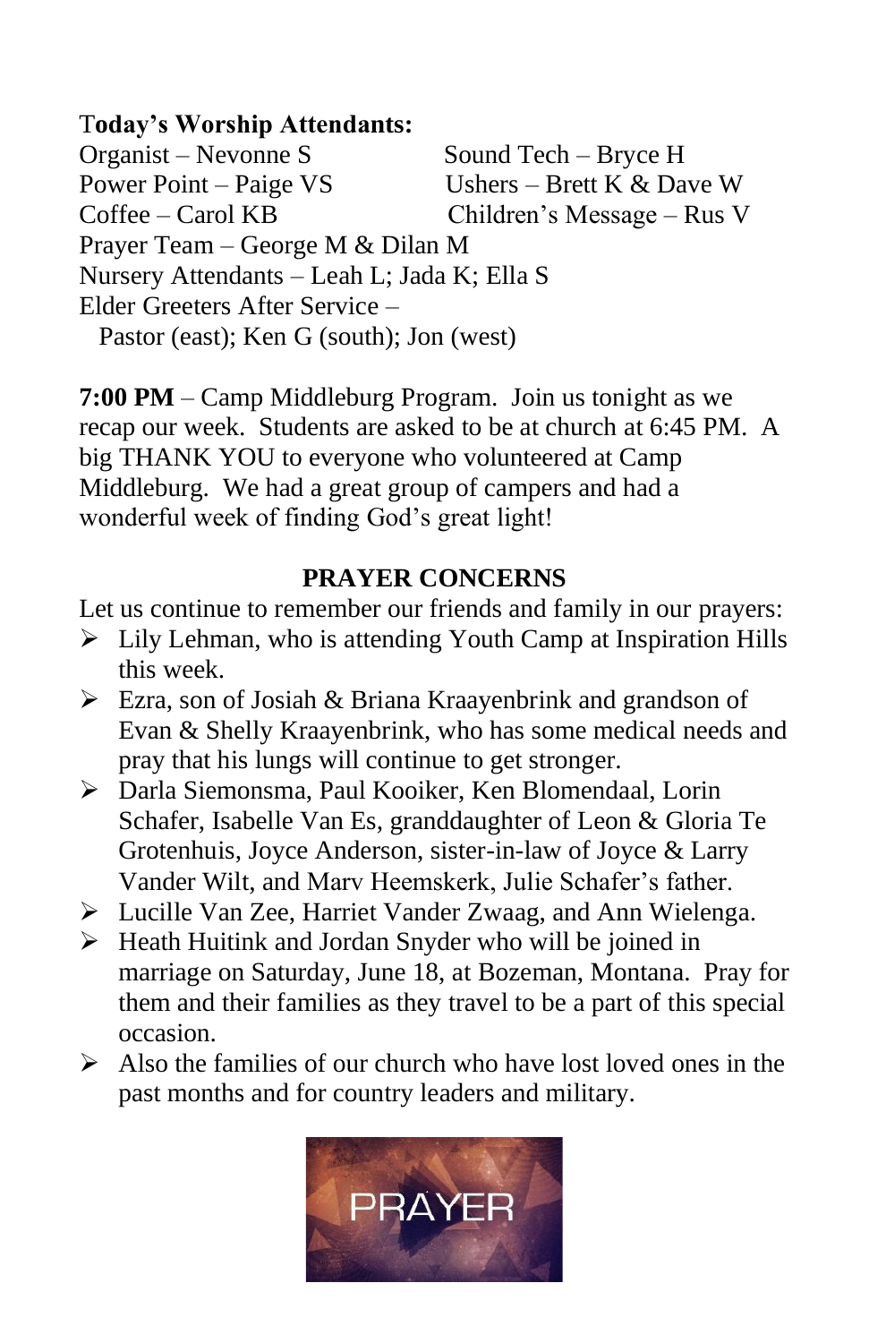**Today's Worship Attendants:**

Organist – Nevonne S
Sound Tech – Bryce H
Power Point – Paige VS
Ushers – Brett K & Dave W
Coffee – Carol KB
Children's Message – Rus V
Prayer Team – George M & Dilan M
Nursery Attendants – Leah L; Jada K; Ella S
Elder Greeters After Service –
Pastor (east); Ken G (south); Jon (west)

**7:00 PM** – Camp Middleburg Program. Join us tonight as we recap our week. Students are asked to be at church at 6:45 PM. A big THANK YOU to everyone who volunteered at Camp Middleburg. We had a great group of campers and had a wonderful week of finding God's great light!

## PRAYER CONCERNS

Let us continue to remember our friends and family in our prayers:

- Lily Lehman, who is attending Youth Camp at Inspiration Hills this week.
- Ezra, son of Josiah & Briana Kraayenbrink and grandson of Evan & Shelly Kraayenbrink, who has some medical needs and pray that his lungs will continue to get stronger.
- Darla Siemonsma, Paul Kooiker, Ken Blomendaal, Lorin Schafer, Isabelle Van Es, granddaughter of Leon & Gloria Te Grotenhuis, Joyce Anderson, sister-in-law of Joyce & Larry Vander Wilt, and Marv Heemskerk, Julie Schafer's father.
- Lucille Van Zee, Harriet Vander Zwaag, and Ann Wielenga.
- Heath Huitink and Jordan Snyder who will be joined in marriage on Saturday, June 18, at Bozeman, Montana. Pray for them and their families as they travel to be a part of this special occasion.
- Also the families of our church who have lost loved ones in the past months and for country leaders and military.

PRAYER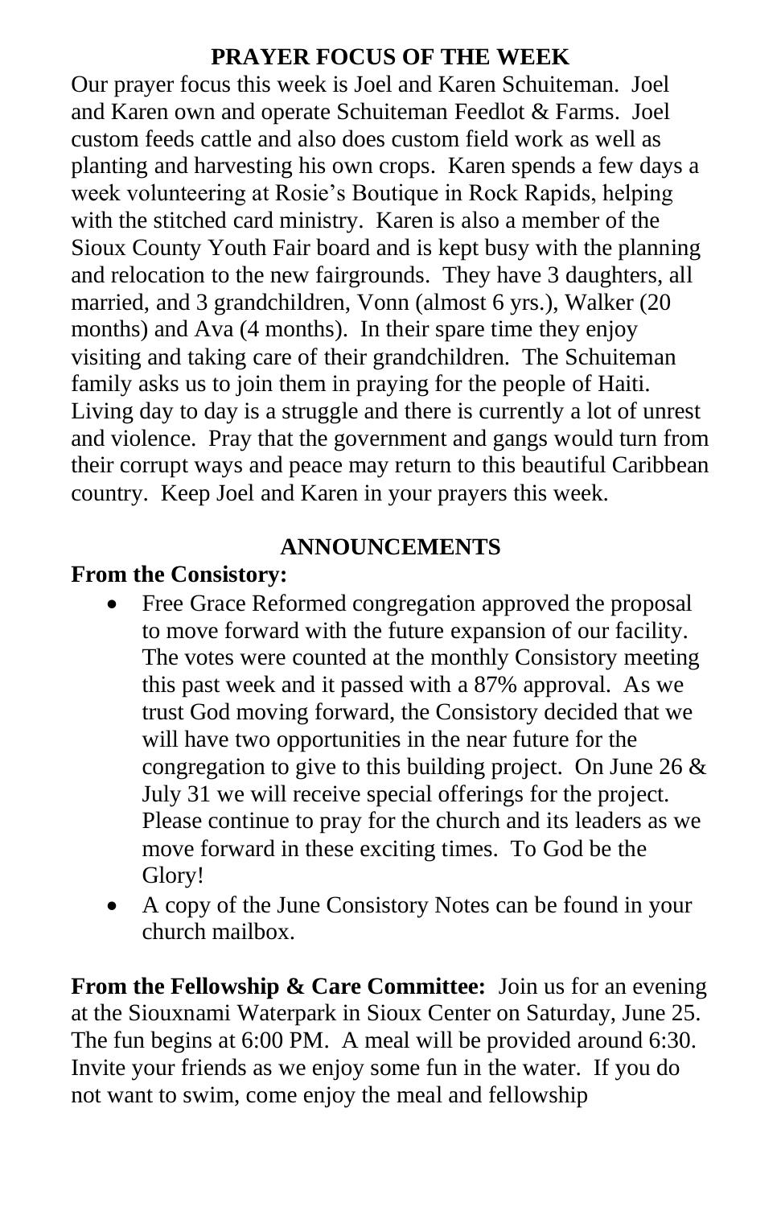## PRAYER FOCUS OF THE WEEK

Our prayer focus this week is Joel and Karen Schuiteman. Joel and Karen own and operate Schuiteman Feedlot & Farms. Joel custom feeds cattle and also does custom field work as well as planting and harvesting his own crops. Karen spends a few days a week volunteering at Rosie's Boutique in Rock Rapids, helping with the stitched card ministry. Karen is also a member of the Sioux County Youth Fair board and is kept busy with the planning and relocation to the new fairgrounds. They have 3 daughters, all married, and 3 grandchildren, Vonn (almost 6 yrs.), Walker (20 months) and Ava (4 months). In their spare time they enjoy visiting and taking care of their grandchildren. The Schuiteman family asks us to join them in praying for the people of Haiti. Living day to day is a struggle and there is currently a lot of unrest and violence. Pray that the government and gangs would turn from their corrupt ways and peace may return to this beautiful Caribbean country. Keep Joel and Karen in your prayers this week.

## ANNOUNCEMENTS

**From the Consistory:**

- Free Grace Reformed congregation approved the proposal to move forward with the future expansion of our facility. The votes were counted at the monthly Consistory meeting this past week and it passed with a 87% approval. As we trust God moving forward, the Consistory decided that we will have two opportunities in the near future for the congregation to give to this building project. On June 26 & July 31 we will receive special offerings for the project. Please continue to pray for the church and its leaders as we move forward in these exciting times. To God be the Glory!
- A copy of the June Consistory Notes can be found in your church mailbox.

**From the Fellowship & Care Committee:** Join us for an evening at the Siouxnami Waterpark in Sioux Center on Saturday, June 25. The fun begins at 6:00 PM. A meal will be provided around 6:30. Invite your friends as we enjoy some fun in the water. If you do not want to swim, come enjoy the meal and fellowship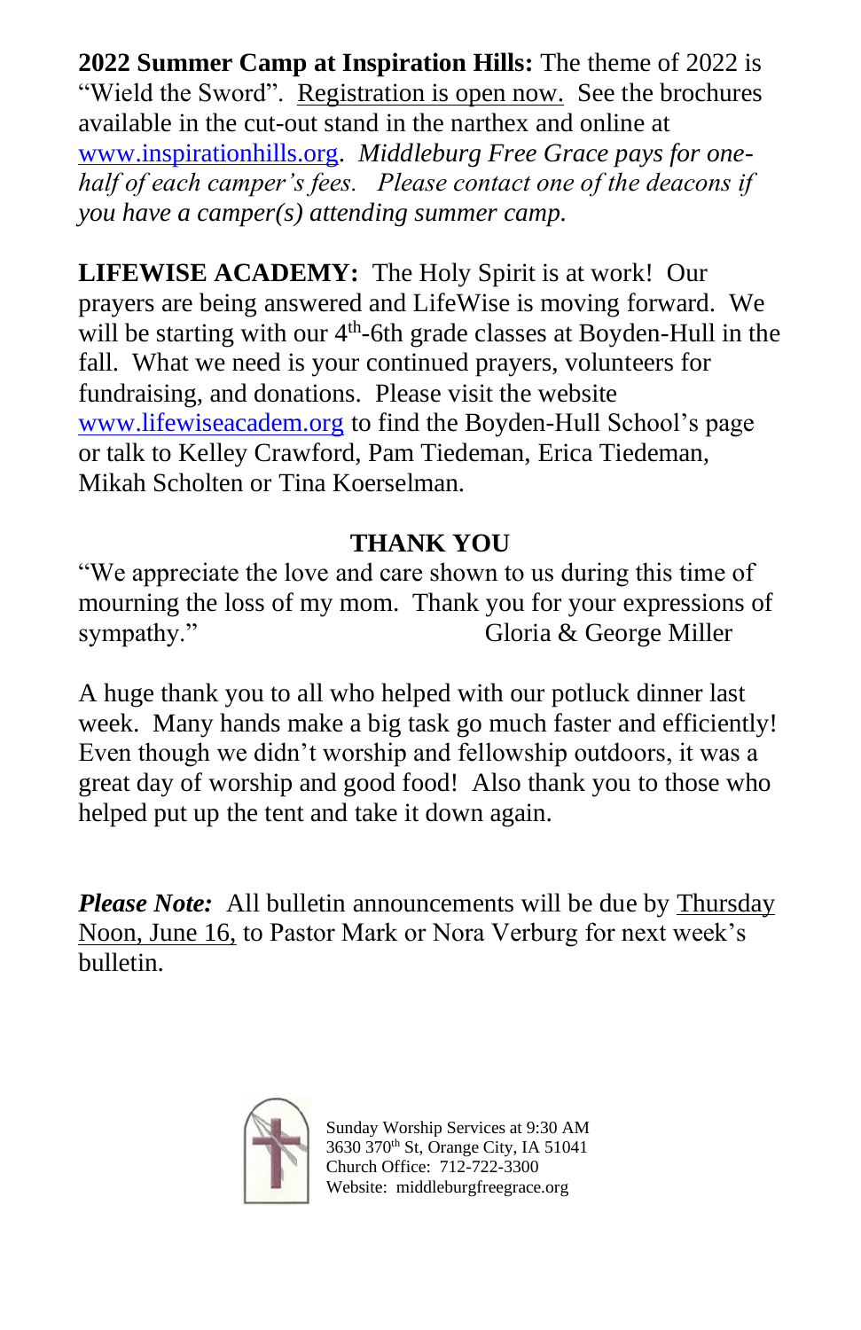**2022 Summer Camp at Inspiration Hills:** The theme of 2022 is "Wield the Sword". Registration is open now. See the brochures available in the cut-out stand in the narthex and online at www.inspirationhills.org. *Middleburg Free Grace pays for one-half of each camper's fees. Please contact one of the deacons if you have a camper(s) attending summer camp.*

**LIFEWISE ACADEMY:** The Holy Spirit is at work! Our prayers are being answered and LifeWise is moving forward. We will be starting with our 4th-6th grade classes at Boyden-Hull in the fall. What we need is your continued prayers, volunteers for fundraising, and donations. Please visit the website www.lifewiseacadem.org to find the Boyden-Hull School's page or talk to Kelley Crawford, Pam Tiedeman, Erica Tiedeman, Mikah Scholten or Tina Koerselman.

**THANK YOU**

"We appreciate the love and care shown to us during this time of mourning the loss of my mom. Thank you for your expressions of sympathy." Gloria & George Miller

A huge thank you to all who helped with our potluck dinner last week. Many hands make a big task go much faster and efficiently! Even though we didn't worship and fellowship outdoors, it was a great day of worship and good food! Also thank you to those who helped put up the tent and take it down again.

***Please Note:*** All bulletin announcements will be due by Thursday Noon, June 16, to Pastor Mark or Nora Verburg for next week's bulletin.

Sunday Worship Services at 9:30 AM
3630 370th St, Orange City, IA 51041
Church Office: 712-722-3300
Website: middleburgfreegrace.org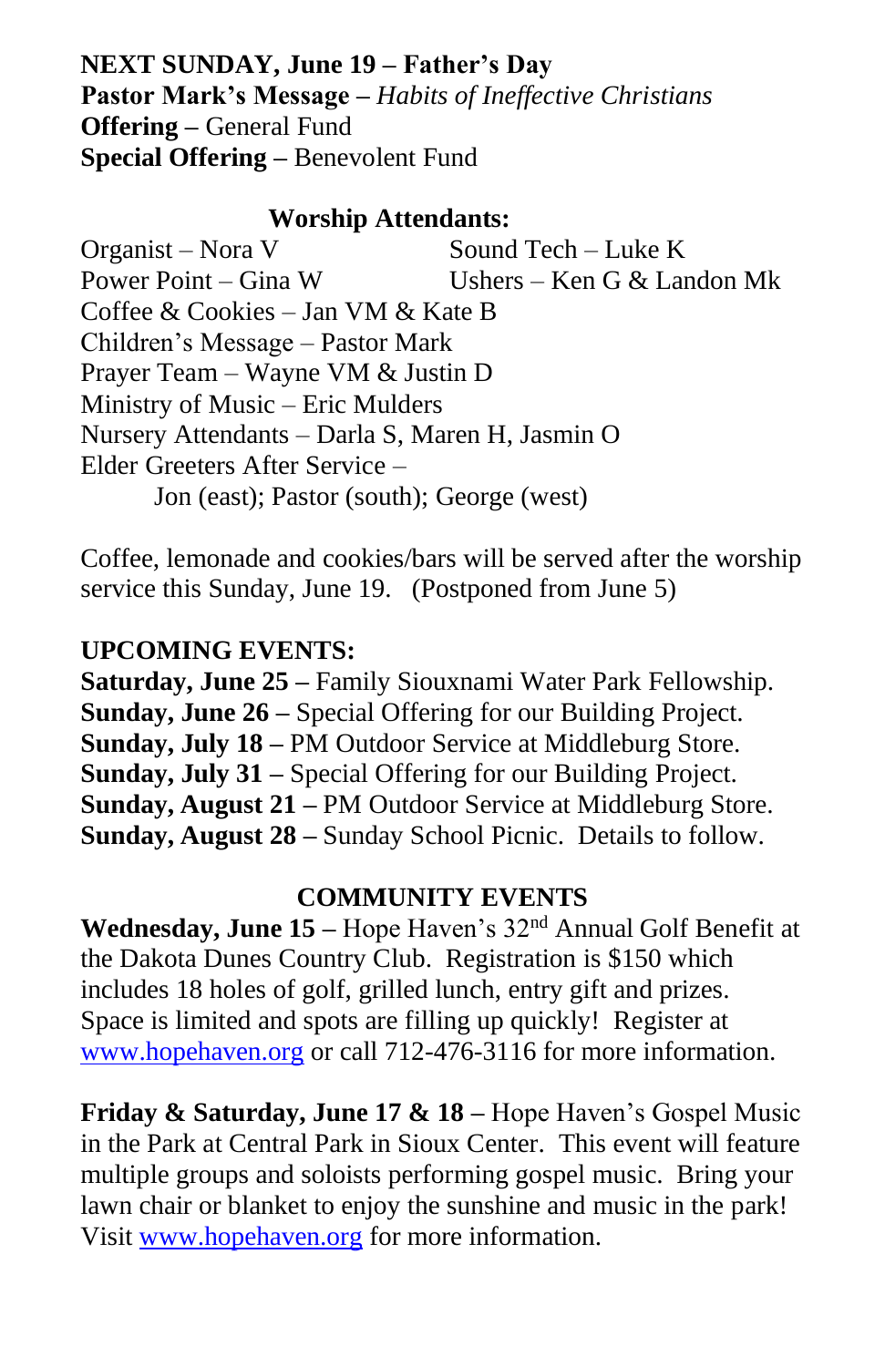**NEXT SUNDAY, June 19 – Father's Day**
**Pastor Mark's Message –** *Habits of Ineffective Christians*
**Offering –** General Fund
**Special Offering –** Benevolent Fund

**Worship Attendants:**

Organist – Nora V
Sound Tech – Luke K
Power Point – Gina W
Ushers – Ken G & Landon Mk
Coffee & Cookies – Jan VM & Kate B
Children's Message – Pastor Mark
Prayer Team – Wayne VM & Justin D
Ministry of Music – Eric Mulders
Nursery Attendants – Darla S, Maren H, Jasmin O
Elder Greeters After Service –
Jon (east); Pastor (south); George (west)

Coffee, lemonade and cookies/bars will be served after the worship service this Sunday, June 19. (Postponed from June 5)

**UPCOMING EVENTS:**

**Saturday, June 25 –** Family Siouxnami Water Park Fellowship.
**Sunday, June 26 –** Special Offering for our Building Project.
**Sunday, July 18 –** PM Outdoor Service at Middleburg Store.
**Sunday, July 31 –** Special Offering for our Building Project.
**Sunday, August 21 –** PM Outdoor Service at Middleburg Store.
**Sunday, August 28 –** Sunday School Picnic. Details to follow.

**COMMUNITY EVENTS**

**Wednesday, June 15 –** Hope Haven's 32nd Annual Golf Benefit at the Dakota Dunes Country Club. Registration is $150 which includes 18 holes of golf, grilled lunch, entry gift and prizes. Space is limited and spots are filling up quickly! Register at www.hopehaven.org or call 712-476-3116 for more information.

**Friday & Saturday, June 17 & 18 –** Hope Haven's Gospel Music in the Park at Central Park in Sioux Center. This event will feature multiple groups and soloists performing gospel music. Bring your lawn chair or blanket to enjoy the sunshine and music in the park! Visit www.hopehaven.org for more information.